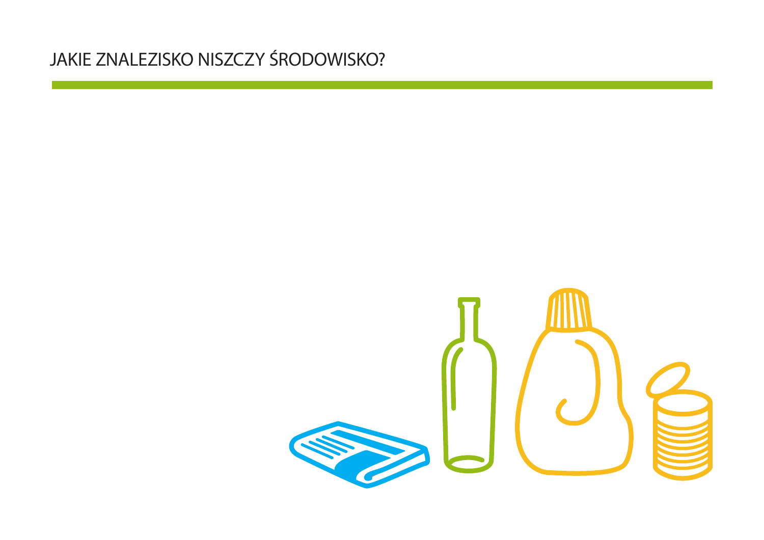# JAKIE ZNALEZISKO NISZCZY ŚRODOWISKO?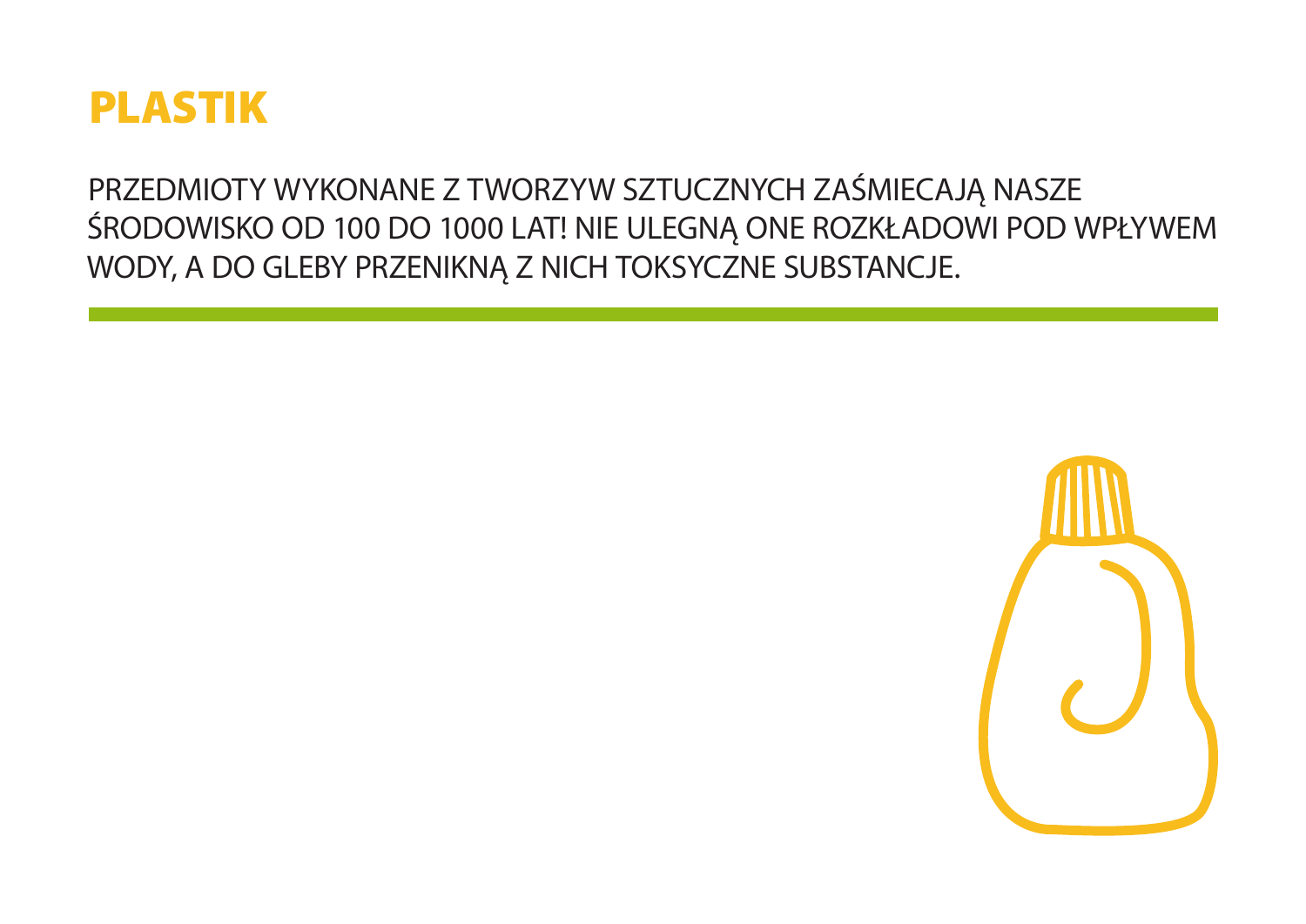# PLASTIK

PRZEDMIOTY WYKONANE Z TWORZYW SZTUCZNYCH ZAŚMIECAJĄ NASZE ŚRODOWISKO OD 100 DO 1000 LAT! NIE ULEGNĄ ONE ROZKŁADOWI POD WPŁYWEM WODY, A DO GLEBY PRZENIKNĄ Z NICH TOKSYCZNE SUBSTANCJE.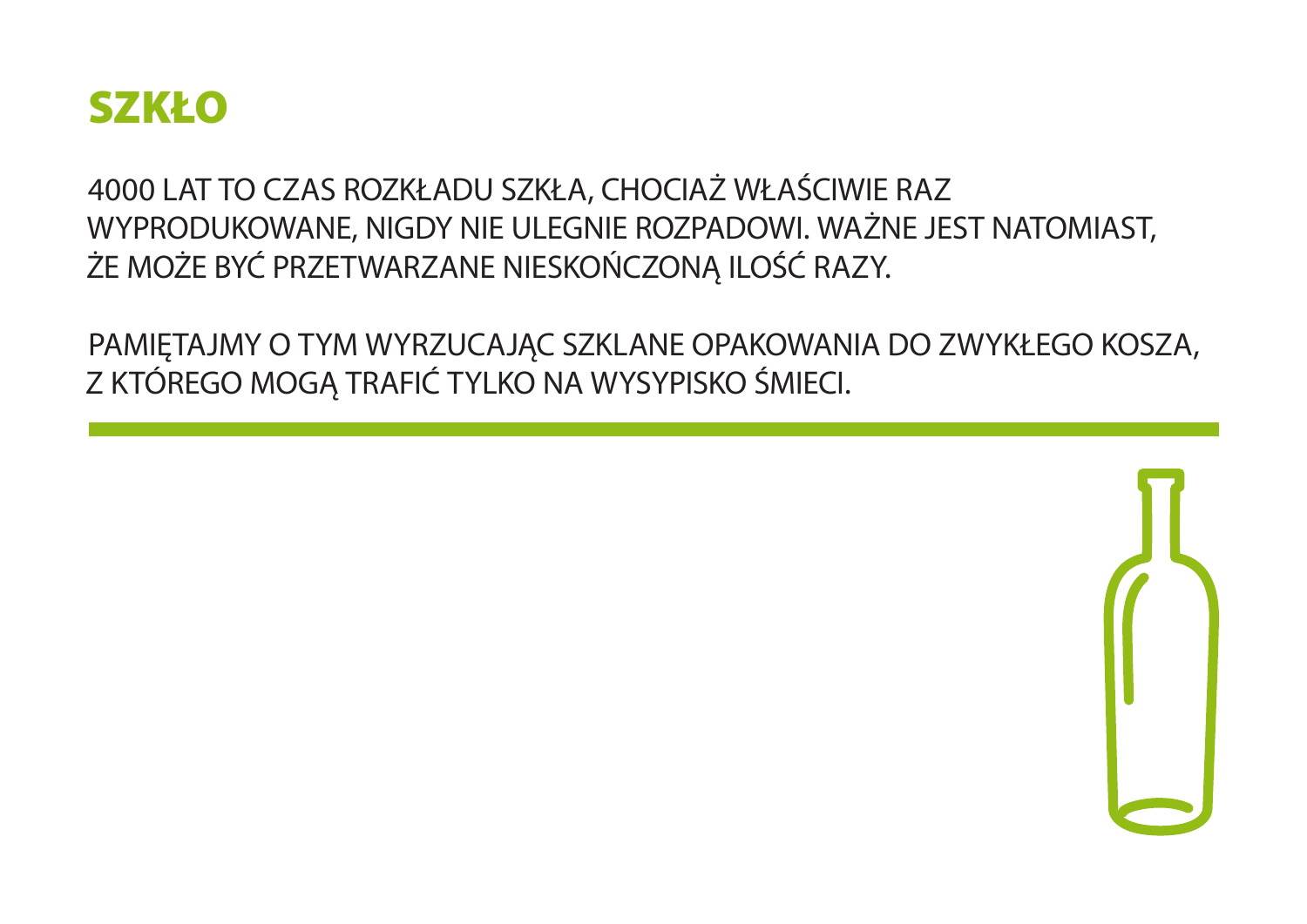# SZKŁO

4000 LAT TO CZAS ROZKŁADU SZKŁA, CHOCIAŻ WŁAŚCIWIE RAZ WYPRODUKOWANE, NIGDY NIE ULEGNIE ROZPADOWI. WAŻNE JEST NATOMIAST, ŻE MOŻE BYĆ PRZETWARZANE NIESKOŃCZONĄ ILOŚĆ RAZY.

PAMIĘTAJMY O TYM WYRZUCAJĄC SZKLANE OPAKOWANIA DO ZWYKŁEGO KOSZA, Z KTÓREGO MOGĄ TRAFIĆ TYLKO NA WYSYPISKO ŚMIECI.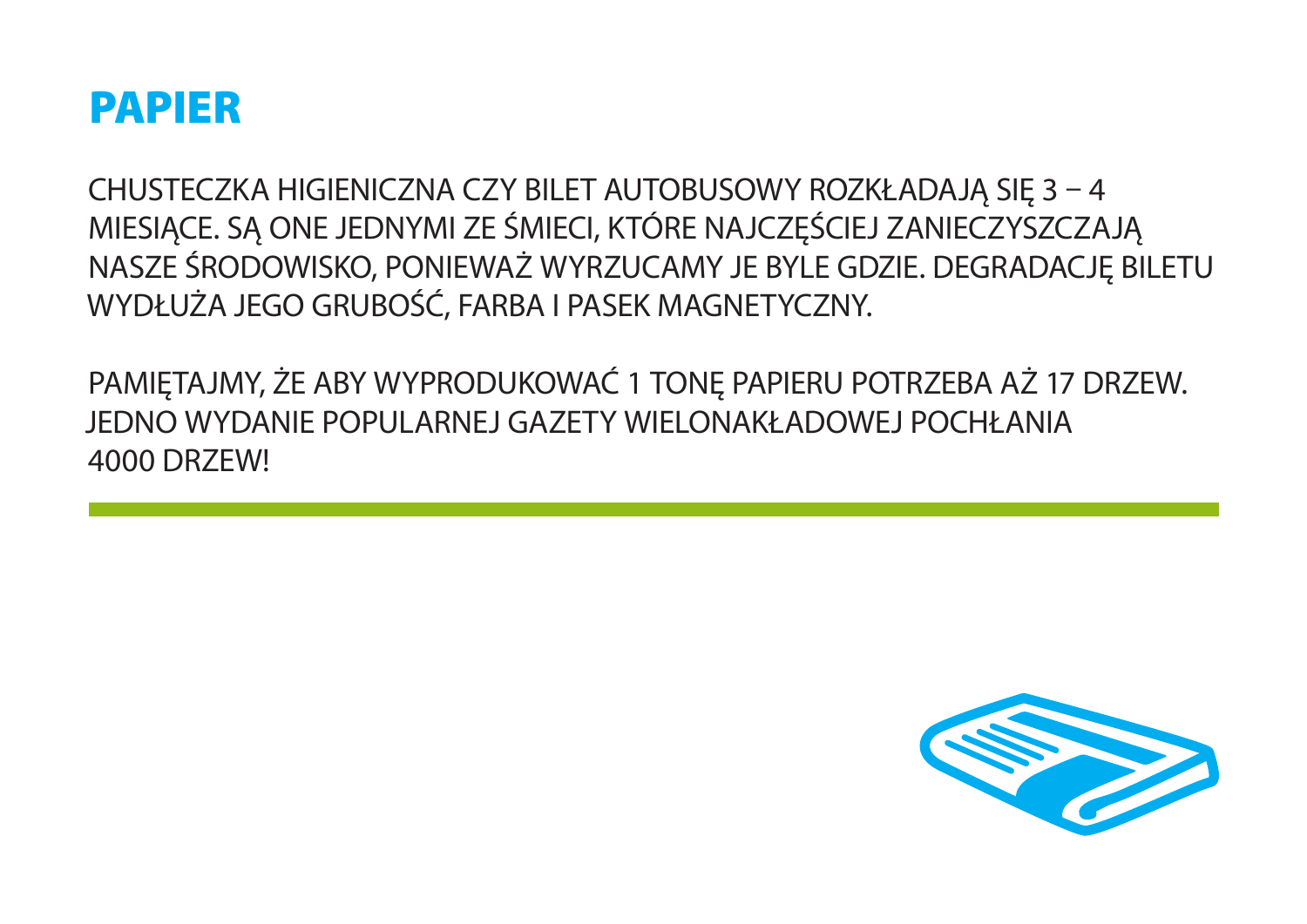# PAPIER

CHUSTECZKA HIGIENICZNA CZY BILET AUTOBUSOWY ROZKŁADAJĄ SIĘ 3 – 4 MIESIĄCE. SĄ ONE JEDNYMI ZE ŚMIECI, KTÓRE NAJCZĘŚCIEJ ZANIECZYSZCZAJĄ NASZE ŚRODOWISKO, PONIEWAŻ WYRZUCAMY JE BYLE GDZIE. DEGRADACJĘ BILETU WYDŁUŻA JEGO GRUBOŚĆ, FARBA I PASEK MAGNETYCZNY.

PAMIĘTAJMY, ŻE ABY WYPRODUKOWAĆ 1 TONĘ PAPIERU POTRZEBA AŻ 17 DRZEW. JEDNO WYDANIE POPULARNEJ GAZETY WIELONAKŁADOWEJ POCHŁANIA 4000 DRZEW!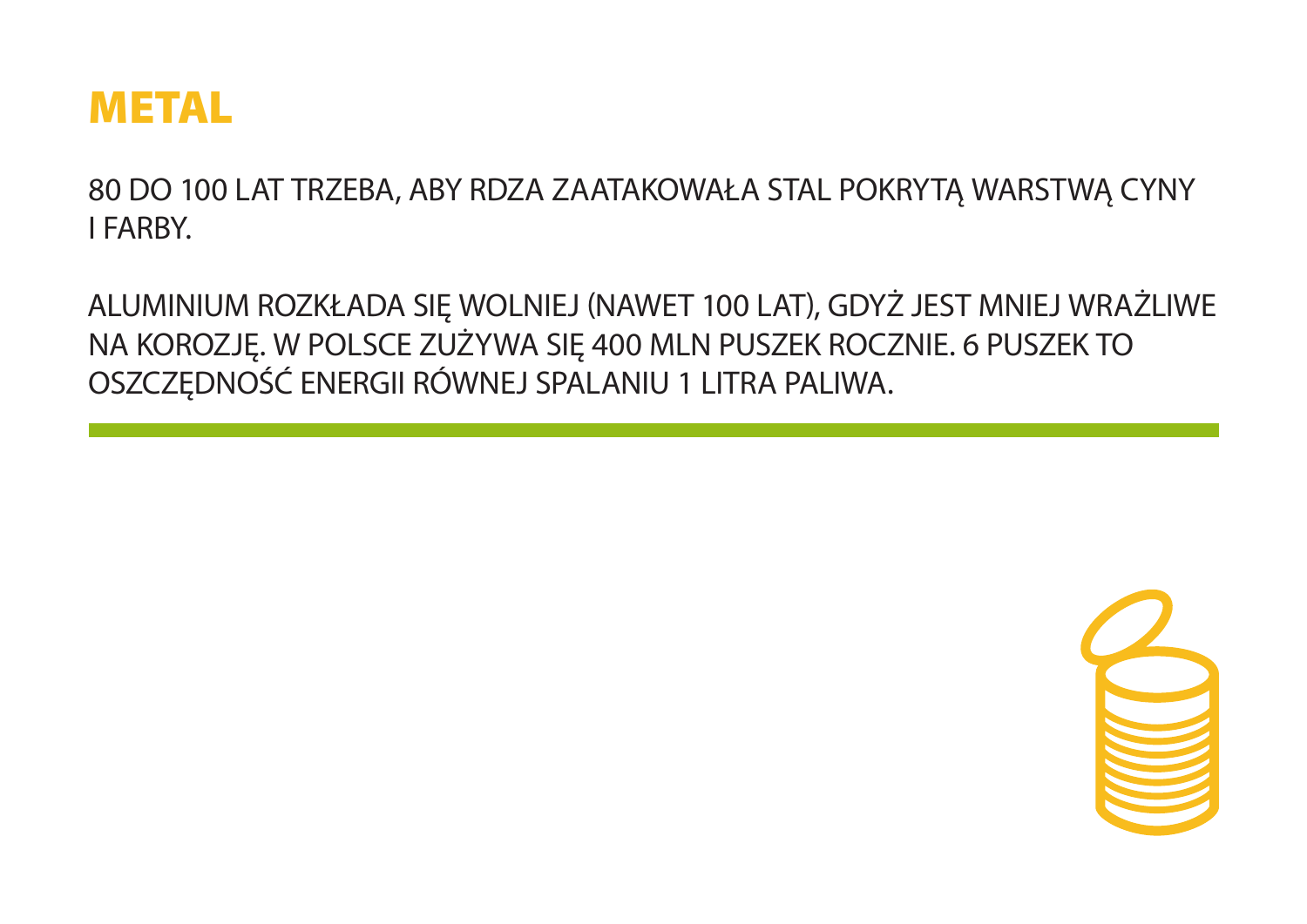# METAL

80 DO 100 LAT TRZEBA, ABY RDZA ZAATAKOWAŁA STAL POKRYTĄ WARSTWĄ CYNY I FARBY.

ALUMINIUM ROZKŁADA SIĘ WOLNIEJ (NAWET 100 LAT), GDYŻ JEST MNIEJ WRAŻLIWE NA KOROZJĘ. W POLSCE ZUŻYWA SIĘ 400 MLN PUSZEK ROCZNIE. 6 PUSZEK TO OSZCZĘDNOŚĆ ENERGII RÓWNEJ SPALANIU 1 LITRA PALIWA.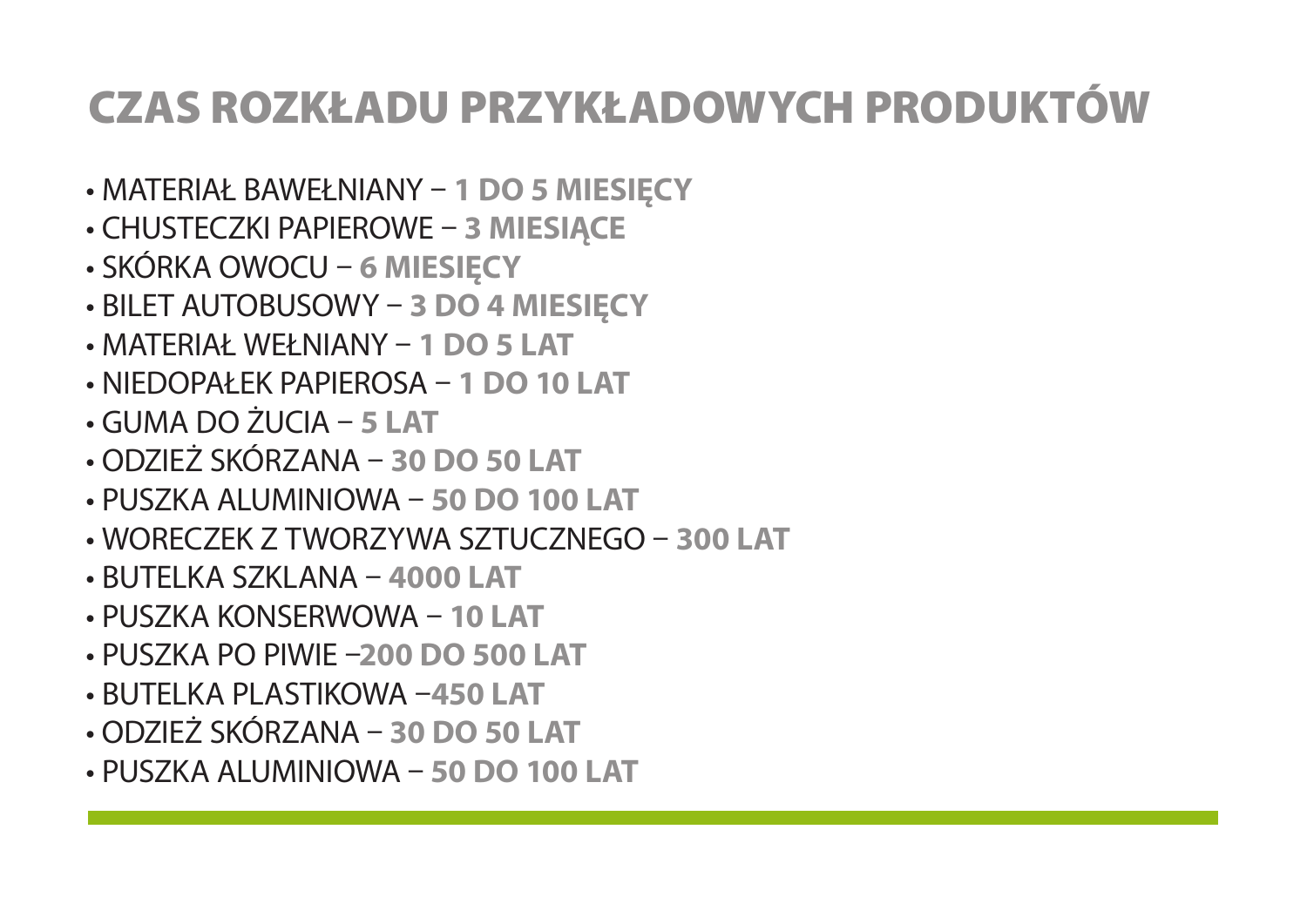# CZAS ROZKŁADU PRZYKŁADOWYCH PRODUKTÓW

- MATERIAŁ BAWEŁNIANY – **1 DO 5 MIESIĘCY**
- CHUSTECZKI PAPIEROWE – **3 MIESIĄCE**
- SKÓRKA OWOCU – **6 MIESIĘCY**
- BILET AUTOBUSOWY – **3 DO 4 MIESIĘCY**
- MATERIAŁ WEŁNIANY – **1 DO 5 LAT**
- NIEDOPAŁEK PAPIEROSA – **1 DO 10 LAT**
- GUMA DO ŻUCIA – **5 LAT**
- ODZIEŻ SKÓRZANA – **30 DO 50 LAT**
- PUSZKA ALUMINIOWA – **50 DO 100 LAT**
- WORECZEK Z TWORZYWA SZTUCZNEGO – **300 LAT**
- BUTELKA SZKLANA – **4000 LAT**
- PUSZKA KONSERWOWA – **10 LAT**
- PUSZKA PO PIWIE –**200 DO 500 LAT**
- BUTELKA PLASTIKOWA –**450 LAT**
- ODZIEŻ SKÓRZANA – **30 DO 50 LAT**
- PUSZKA ALUMINIOWA – **50 DO 100 LAT**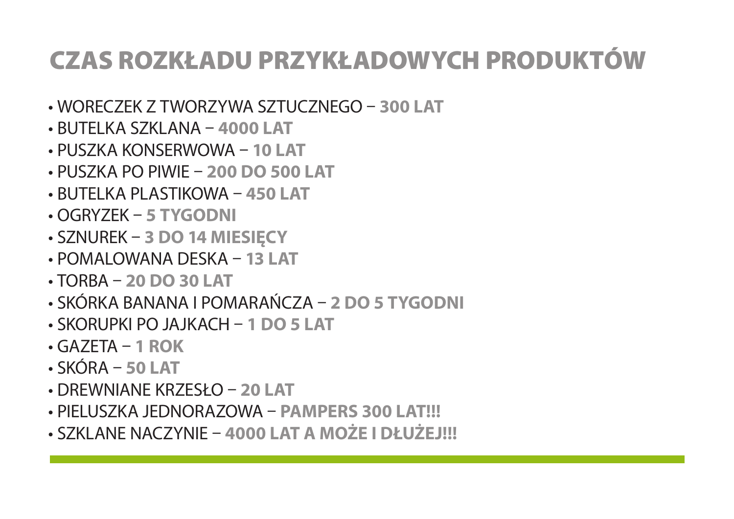# CZAS ROZKŁADU PRZYKŁADOWYCH PRODUKTÓW

- WORECZEK Z TWORZYWA SZTUCZNEGO – **300 LAT**
- BUTELKA SZKLANA – **4000 LAT**
- PUSZKA KONSERWOWA – **10 LAT**
- PUSZKA PO PIWIE – **200 DO 500 LAT**
- BUTELKA PLASTIKOWA – **450 LAT**
- OGRYZEK – **5 TYGODNI**
- SZNUREK – **3 DO 14 MIESIĘCY**
- POMALOWANA DESKA – **13 LAT**
- TORBA – **20 DO 30 LAT**
- SKÓRKA BANANA I POMARAŃCZA – **2 DO 5 TYGODNI**
- SKORUPKI PO JAJKACH – **1 DO 5 LAT**
- GAZETA – **1 ROK**
- SKÓRA – **50 LAT**
- DREWNIANE KRZESŁO – **20 LAT**
- PIELUSZKA JEDNORAZOWA – **PAMPERS 300 LAT!!!**
- SZKLANE NACZYNIE – **4000 LAT A MOŻE I DŁUŻEJ!!!**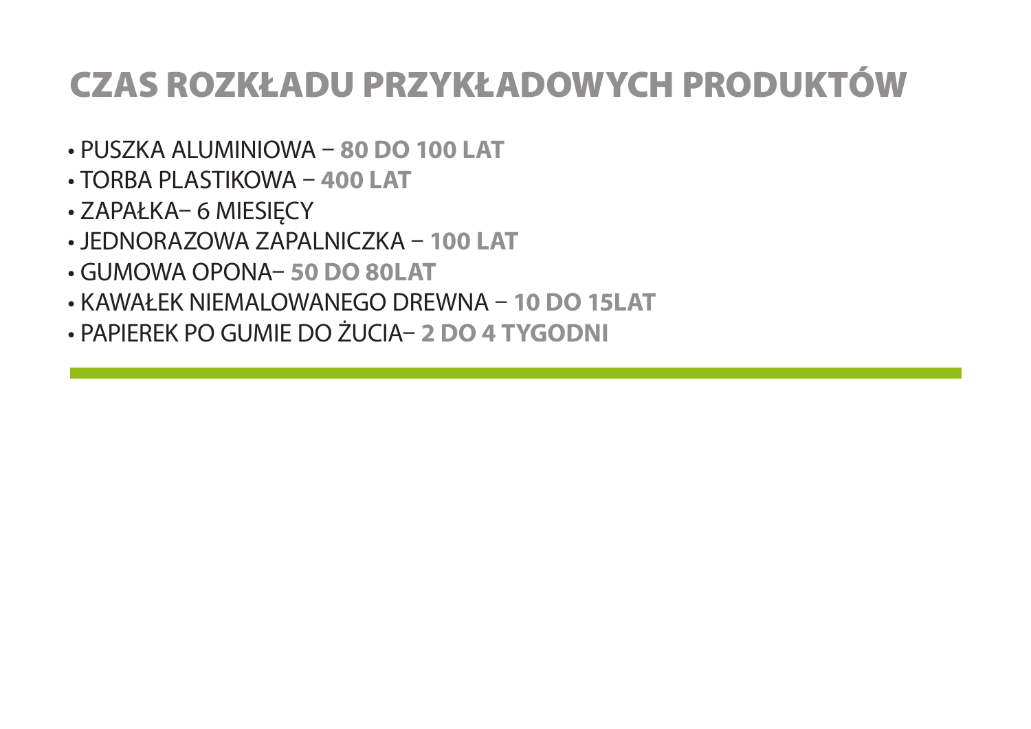# CZAS ROZKŁADU PRZYKŁADOWYCH PRODUKTÓW

- PUSZKA ALUMINIOWA – **80 DO 100 LAT**
- TORBA PLASTIKOWA – **400 LAT**
- ZAPAŁKA– 6 MIESIĘCY
- JEDNORAZOWA ZAPALNICZKA – **100 LAT**
- GUMOWA OPONA– **50 DO 80LAT**
- KAWAŁEK NIEMALOWANEGO DREWNA – **10 DO 15LAT**
- PAPIEREK PO GUMIE DO ŻUCIA– **2 DO 4 TYGODNI**